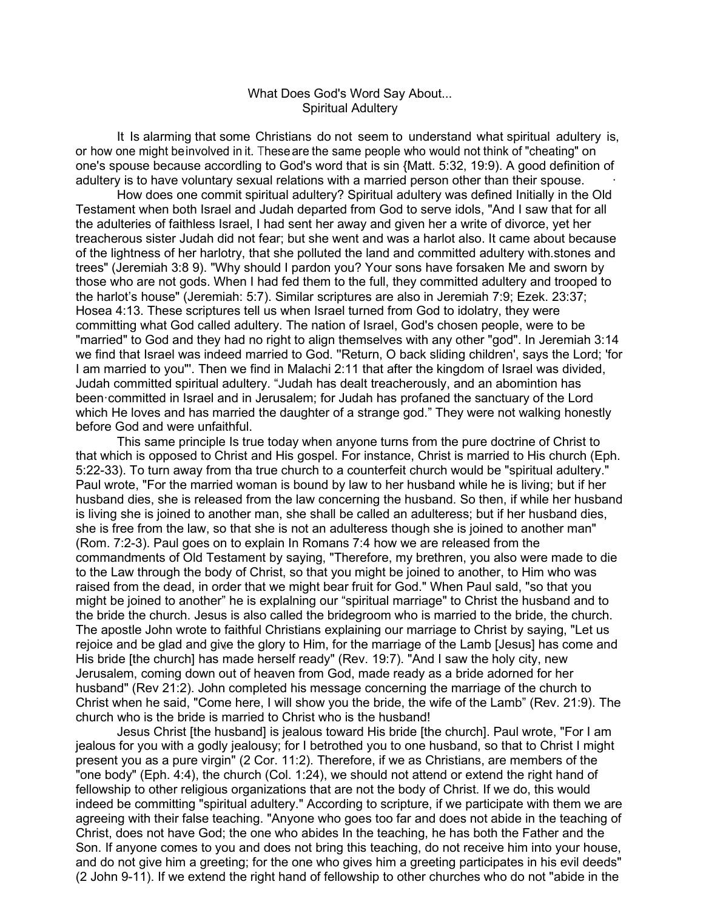# What Does God's Word Say About...
## Spiritual Adultery

It Is alarming that some Christians do not seem to understand what spiritual adultery is, or how one might beinvolved in it. Theseare the same people who would not think of "cheating" on one's spouse because accordling to God's word that is sin {Matt. 5:32, 19:9). A good definition of adultery is to have voluntary sexual relations with a married person other than their spouse.

How does one commit spiritual adultery? Spiritual adultery was defined Initially in the Old Testament when both Israel and Judah departed from God to serve idols, "And I saw that for all the adulteries of faithless Israel, I had sent her away and given her a write of divorce, yet her treacherous sister Judah did not fear; but she went and was a harlot also. It came about because of the lightness of her harlotry, that she polluted the land and committed adultery with.stones and trees" (Jeremiah 3:8 9). "Why should I pardon you? Your sons have forsaken Me and sworn by those who are not gods. When I had fed them to the full, they committed adultery and trooped to the harlot's house" (Jeremiah: 5:7). Similar scriptures are also in Jeremiah 7:9; Ezek. 23:37; Hosea 4:13. These scriptures tell us when Israel turned from God to idolatry, they were committing what God called adultery. The nation of Israel, God's chosen people, were to be "married" to God and they had no right to align themselves with any other "god". In Jeremiah 3:14 we find that Israel was indeed married to God. "Return, O back sliding children', says the Lord; 'for I am married to you"'. Then we find in Malachi 2:11 that after the kingdom of Israel was divided, Judah committed spiritual adultery. "Judah has dealt treacherously, and an abomintion has been·committed in Israel and in Jerusalem; for Judah has profaned the sanctuary of the Lord which He loves and has married the daughter of a strange god." They were not walking honestly before God and were unfaithful.

This same principle Is true today when anyone turns from the pure doctrine of Christ to that which is opposed to Christ and His gospel. For instance, Christ is married to His church (Eph. 5:22-33). To turn away from tha true church to a counterfeit church would be "spiritual adultery." Paul wrote, "For the married woman is bound by law to her husband while he is living; but if her husband dies, she is released from the law concerning the husband. So then, if while her husband is living she is joined to another man, she shall be called an adulteress; but if her husband dies, she is free from the law, so that she is not an adulteress though she is joined to another man" (Rom. 7:2-3). Paul goes on to explain In Romans 7:4 how we are released from the commandments of Old Testament by saying, "Therefore, my brethren, you also were made to die to the Law through the body of Christ, so that you might be joined to another, to Him who was raised from the dead, in order that we might bear fruit for God." When Paul sald, "so that you might be joined to another" he is explalning our "spiritual marriage" to Christ the husband and to the bride the church. Jesus is also called the bridegroom who is married to the bride, the church. The apostle John wrote to faithful Christians explaining our marriage to Christ by saying, "Let us rejoice and be glad and give the glory to Him, for the marriage of the Lamb [Jesus] has come and His bride [the church] has made herself ready" (Rev. 19:7). "And I saw the holy city, new Jerusalem, coming down out of heaven from God, made ready as a bride adorned for her husband" (Rev 21:2). John completed his message concerning the marriage of the church to Christ when he said, "Come here, I will show you the bride, the wife of the Lamb" (Rev. 21:9). The church who is the bride is married to Christ who is the husband!

Jesus Christ [the husband] is jealous toward His bride [the church]. Paul wrote, "For I am jealous for you with a godly jealousy; for I betrothed you to one husband, so that to Christ I might present you as a pure virgin" (2 Cor. 11:2). Therefore, if we as Christians, are members of the "one body" (Eph. 4:4), the church (Col. 1:24), we should not attend or extend the right hand of fellowship to other religious organizations that are not the body of Christ. If we do, this would indeed be committing "spiritual adultery." According to scripture, if we participate with them we are agreeing with their false teaching. "Anyone who goes too far and does not abide in the teaching of Christ, does not have God; the one who abides In the teaching, he has both the Father and the Son. If anyone comes to you and does not bring this teaching, do not receive him into your house, and do not give him a greeting; for the one who gives him a greeting participates in his evil deeds" (2 John 9-11). If we extend the right hand of fellowship to other churches who do not "abide in the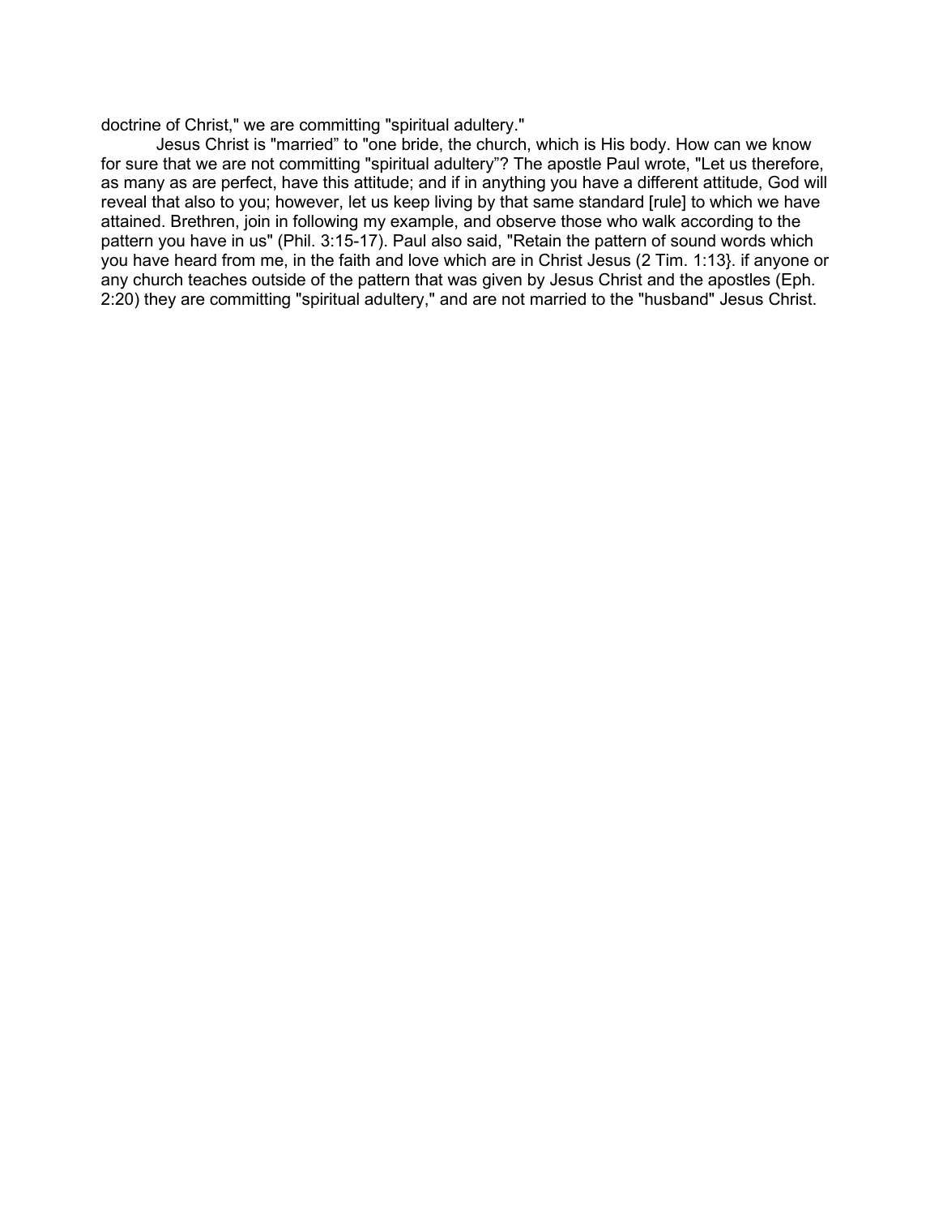doctrine of Christ," we are committing "spiritual adultery."

Jesus Christ is "married" to "one bride, the church, which is His body. How can we know for sure that we are not committing "spiritual adultery"? The apostle Paul wrote, "Let us therefore, as many as are perfect, have this attitude; and if in anything you have a different attitude, God will reveal that also to you; however, let us keep living by that same standard [rule] to which we have attained. Brethren, join in following my example, and observe those who walk according to the pattern you have in us" (Phil. 3:15-17). Paul also said, "Retain the pattern of sound words which you have heard from me, in the faith and love which are in Christ Jesus (2 Tim. 1:13}. if anyone or any church teaches outside of the pattern that was given by Jesus Christ and the apostles (Eph. 2:20) they are committing "spiritual adultery," and are not married to the "husband" Jesus Christ.